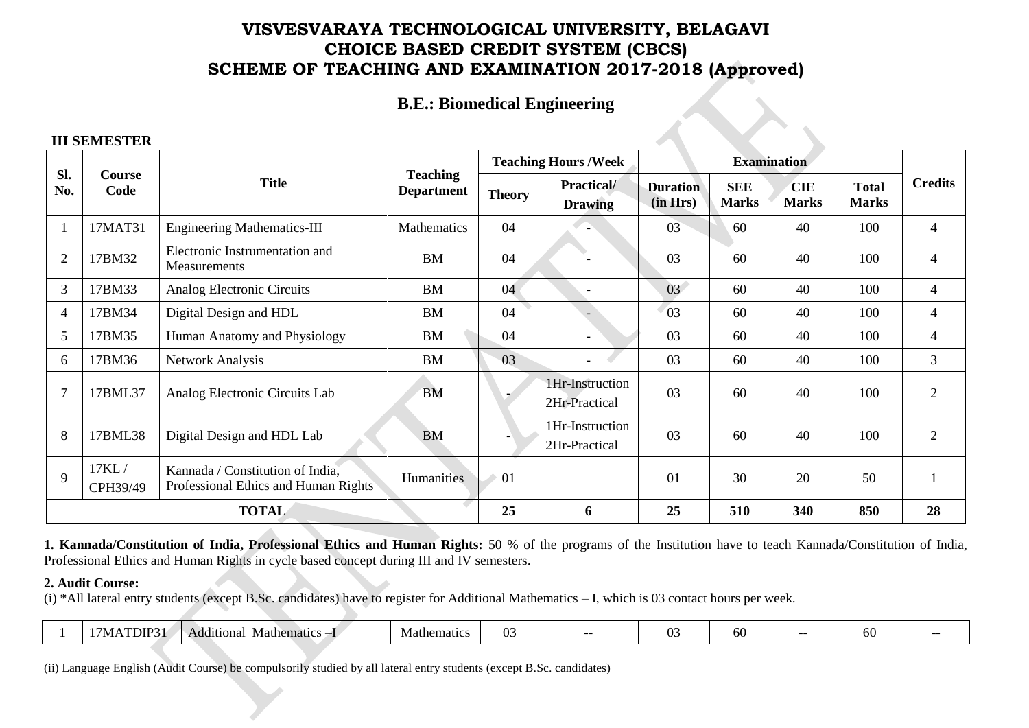# VISVESVARAYA TECHNOLOGICAL UNIVERSITY, BELAGAVI
# CHOICE BASED CREDIT SYSTEM (CBCS)
# SCHEME OF TEACHING AND EXAMINATION 2017-2018 (Approved)

## B.E.: Biomedical Engineering

### III SEMESTER

| Sl. No. | Course Code | Title | Teaching Department | Teaching Hours /Week | | Examination | | | | Credits |
|---|---|---|---|---|---|---|---|---|---|---|
| | | | | Theory | Practical/ Drawing | Duration (in Hrs) | SEE Marks | CIE Marks | Total Marks | |
| 1 | 17MAT31 | Engineering Mathematics-III | Mathematics | 04 | - | 03 | 60 | 40 | 100 | 4 |
| 2 | 17BM32 | Electronic Instrumentation and Measurements | BM | 04 | - | 03 | 60 | 40 | 100 | 4 |
| 3 | 17BM33 | Analog Electronic Circuits | BM | 04 | - | 03 | 60 | 40 | 100 | 4 |
| 4 | 17BM34 | Digital Design and HDL | BM | 04 | - | 03 | 60 | 40 | 100 | 4 |
| 5 | 17BM35 | Human Anatomy and Physiology | BM | 04 | - | 03 | 60 | 40 | 100 | 4 |
| 6 | 17BM36 | Network Analysis | BM | 03 | - | 03 | 60 | 40 | 100 | 3 |
| 7 | 17BML37 | Analog Electronic Circuits Lab | BM | - | 1Hr-Instruction 2Hr-Practical | 03 | 60 | 40 | 100 | 2 |
| 8 | 17BML38 | Digital Design and HDL Lab | BM | - | 1Hr-Instruction 2Hr-Practical | 03 | 60 | 40 | 100 | 2 |
| 9 | 17KL / CPH39/49 | Kannada / Constitution of India, Professional Ethics and Human Rights | Humanities | 01 | | 01 | 30 | 20 | 50 | 1 |
| | | **TOTAL** | | **25** | **6** | **25** | **510** | **340** | **850** | **28** |

**1. Kannada/Constitution of India, Professional Ethics and Human Rights:** 50 % of the programs of the Institution have to teach Kannada/Constitution of India, Professional Ethics and Human Rights in cycle based concept during III and IV semesters.

**2. Audit Course:**

(i) *All lateral entry students (except B.Sc. candidates) have to register for Additional Mathematics – I, which is 03 contact hours per week.

| 1 | 17MATDIP31 | Additional Mathematics –I | Mathematics | 03 | -- | 03 | 60 | -- | 60 | -- |
|---|---|---|---|---|---|---|---|---|---|---|

(ii) Language English (Audit Course) be compulsorily studied by all lateral entry students (except B.Sc. candidates)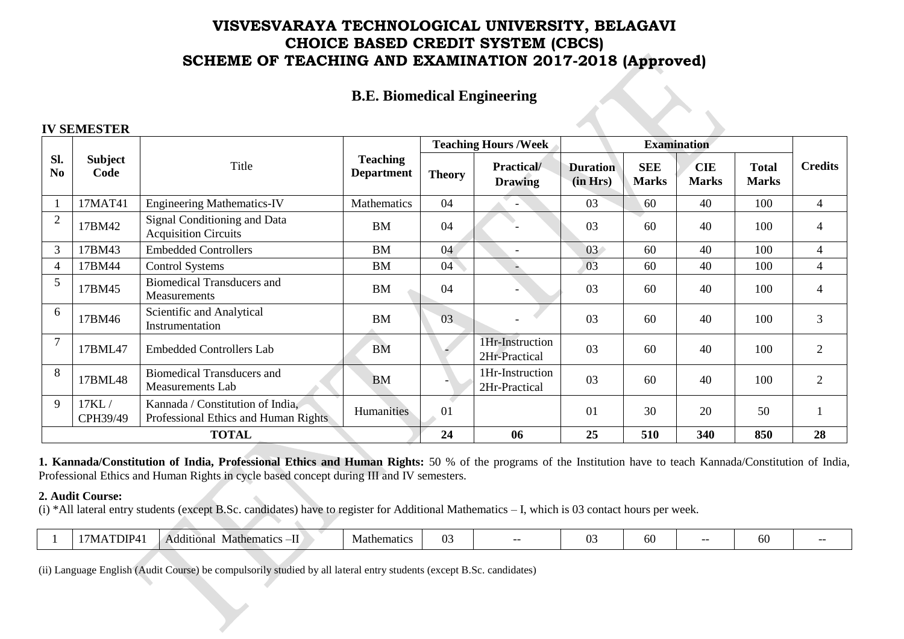# VISVESVARAYA TECHNOLOGICAL UNIVERSITY, BELAGAVI
# CHOICE BASED CREDIT SYSTEM (CBCS)
# SCHEME OF TEACHING AND EXAMINATION 2017-2018 (Approved)

## B.E. Biomedical Engineering

### IV SEMESTER

| Sl. No | Subject Code | Title | Teaching Department | Teaching Hours /Week | | Examination | | | | Credits |
|---|---|---|---|---|---|---|---|---|---|---|
| | | | | Theory | Practical/ Drawing | Duration (in Hrs) | SEE Marks | CIE Marks | Total Marks | |
| 1 | 17MAT41 | Engineering Mathematics-IV | Mathematics | 04 | - | 03 | 60 | 40 | 100 | 4 |
| 2 | 17BM42 | Signal Conditioning and Data Acquisition Circuits | BM | 04 | - | 03 | 60 | 40 | 100 | 4 |
| 3 | 17BM43 | Embedded Controllers | BM | 04 | - | 03 | 60 | 40 | 100 | 4 |
| 4 | 17BM44 | Control Systems | BM | 04 | - | 03 | 60 | 40 | 100 | 4 |
| 5 | 17BM45 | Biomedical Transducers and Measurements | BM | 04 | - | 03 | 60 | 40 | 100 | 4 |
| 6 | 17BM46 | Scientific and Analytical Instrumentation | BM | 03 | - | 03 | 60 | 40 | 100 | 3 |
| 7 | 17BML47 | Embedded Controllers Lab | BM | - | 1Hr-Instruction 2Hr-Practical | 03 | 60 | 40 | 100 | 2 |
| 8 | 17BML48 | Biomedical Transducers and Measurements Lab | BM | - | 1Hr-Instruction 2Hr-Practical | 03 | 60 | 40 | 100 | 2 |
| 9 | 17KL / CPH39/49 | Kannada / Constitution of India, Professional Ethics and Human Rights | Humanities | 01 | | 01 | 30 | 20 | 50 | 1 |
| | | **TOTAL** | | **24** | **06** | **25** | **510** | **340** | **850** | **28** |

**1. Kannada/Constitution of India, Professional Ethics and Human Rights:** 50 % of the programs of the Institution have to teach Kannada/Constitution of India, Professional Ethics and Human Rights in cycle based concept during III and IV semesters.

**2. Audit Course:**

(i) *All lateral entry students (except B.Sc. candidates) have to register for Additional Mathematics – I, which is 03 contact hours per week.

| 1 | 17MATDIP41 | Additional Mathematics –II | Mathematics | 03 | -- | 03 | 60 | -- | 60 | -- |
|---|---|---|---|---|---|---|---|---|---|---|

(ii) Language English (Audit Course) be compulsorily studied by all lateral entry students (except B.Sc. candidates)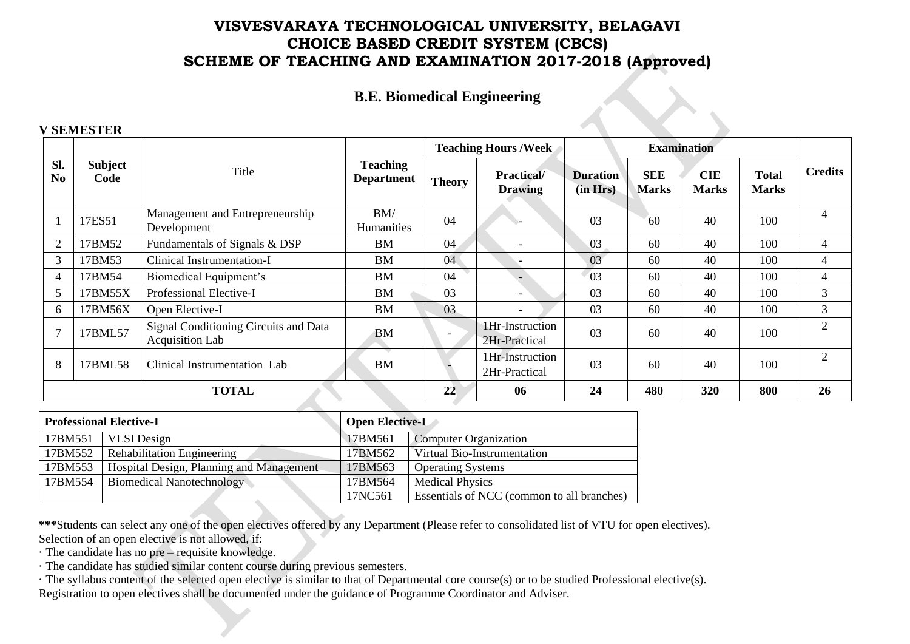# VISVESVARAYA TECHNOLOGICAL UNIVERSITY, BELAGAVI
# CHOICE BASED CREDIT SYSTEM (CBCS)
# SCHEME OF TEACHING AND EXAMINATION 2017-2018 (Approved)

## B.E. Biomedical Engineering

### V SEMESTER

| Sl. No | Subject Code | Title | Teaching Department | Teaching Hours /Week | | Examination | | | | Credits |
|---|---|---|---|---|---|---|---|---|---|---|
| | | | | Theory | Practical/ Drawing | Duration (in Hrs) | SEE Marks | CIE Marks | Total Marks | |
| 1 | 17ES51 | Management and Entrepreneurship Development | BM/ Humanities | 04 | - | 03 | 60 | 40 | 100 | 4 |
| 2 | 17BM52 | Fundamentals of Signals & DSP | BM | 04 | - | 03 | 60 | 40 | 100 | 4 |
| 3 | 17BM53 | Clinical Instrumentation-I | BM | 04 | - | 03 | 60 | 40 | 100 | 4 |
| 4 | 17BM54 | Biomedical Equipment's | BM | 04 | - | 03 | 60 | 40 | 100 | 4 |
| 5 | 17BM55X | Professional Elective-I | BM | 03 | - | 03 | 60 | 40 | 100 | 3 |
| 6 | 17BM56X | Open Elective-I | BM | 03 | - | 03 | 60 | 40 | 100 | 3 |
| 7 | 17BML57 | Signal Conditioning Circuits and Data Acquisition Lab | BM | - | 1Hr-Instruction 2Hr-Practical | 03 | 60 | 40 | 100 | 2 |
| 8 | 17BML58 | Clinical Instrumentation Lab | BM | - | 1Hr-Instruction 2Hr-Practical | 03 | 60 | 40 | 100 | 2 |
| **TOTAL** | | | | **22** | **06** | **24** | **480** | **320** | **800** | **26** |

| **Professional Elective-I** | | **Open Elective-I** | |
|---|---|---|---|
| 17BM551 | VLSI Design | 17BM561 | Computer Organization |
| 17BM552 | Rehabilitation Engineering | 17BM562 | Virtual Bio-Instrumentation |
| 17BM553 | Hospital Design, Planning and Management | 17BM563 | Operating Systems |
| 17BM554 | Biomedical Nanotechnology | 17BM564 | Medical Physics |
| | | 17NC561 | Essentials of NCC (common to all branches) |

**\*\*\***Students can select any one of the open electives offered by any Department (Please refer to consolidated list of VTU for open electives).
Selection of an open elective is not allowed, if:

· The candidate has no pre – requisite knowledge.

· The candidate has studied similar content course during previous semesters.

· The syllabus content of the selected open elective is similar to that of Departmental core course(s) or to be studied Professional elective(s).

Registration to open electives shall be documented under the guidance of Programme Coordinator and Adviser.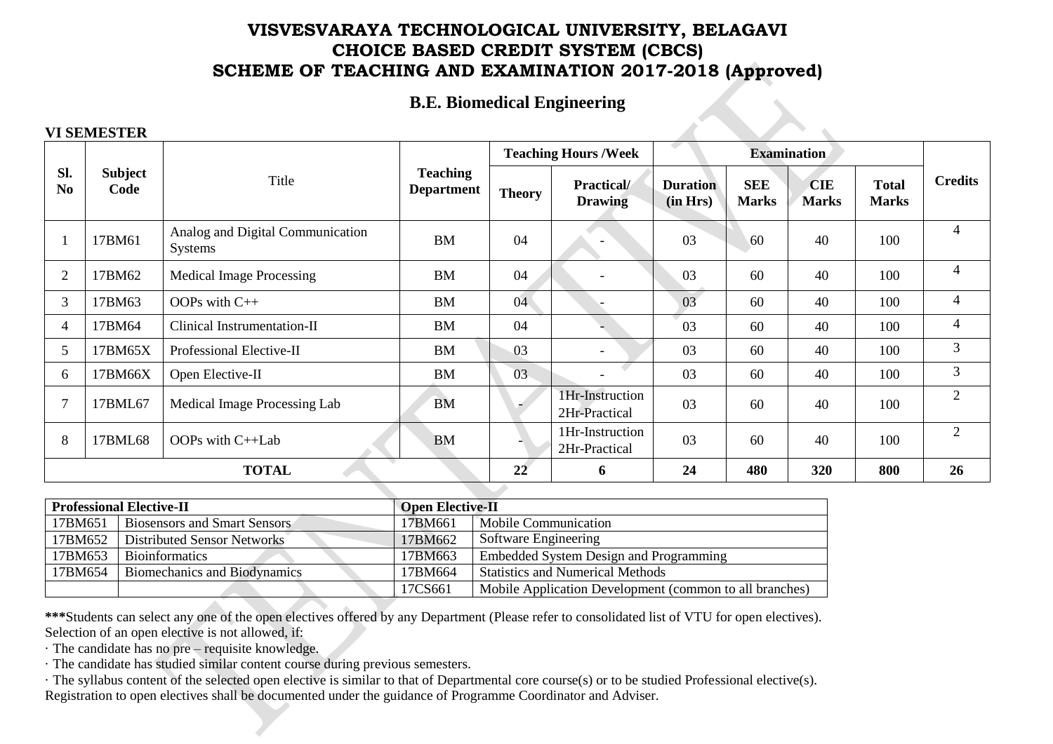# VISVESVARAYA TECHNOLOGICAL UNIVERSITY, BELAGAVI
# CHOICE BASED CREDIT SYSTEM (CBCS)
# SCHEME OF TEACHING AND EXAMINATION 2017-2018 (Approved)

## B.E. Biomedical Engineering

**VI SEMESTER**

| Sl. No | Subject Code | Title | Teaching Department | Teaching Hours /Week | | Examination | | | | Credits |
|---|---|---|---|---|---|---|---|---|---|---|
| | | | | Theory | Practical/ Drawing | Duration (in Hrs) | SEE Marks | CIE Marks | Total Marks | |
| 1 | 17BM61 | Analog and Digital Communication Systems | BM | 04 | - | 03 | 60 | 40 | 100 | 4 |
| 2 | 17BM62 | Medical Image Processing | BM | 04 | - | 03 | 60 | 40 | 100 | 4 |
| 3 | 17BM63 | OOPs with C++ | BM | 04 | - | 03 | 60 | 40 | 100 | 4 |
| 4 | 17BM64 | Clinical Instrumentation-II | BM | 04 | - | 03 | 60 | 40 | 100 | 4 |
| 5 | 17BM65X | Professional Elective-II | BM | 03 | - | 03 | 60 | 40 | 100 | 3 |
| 6 | 17BM66X | Open Elective-II | BM | 03 | - | 03 | 60 | 40 | 100 | 3 |
| 7 | 17BML67 | Medical Image Processing Lab | BM | - | 1Hr-Instruction 2Hr-Practical | 03 | 60 | 40 | 100 | 2 |
| 8 | 17BML68 | OOPs with C++Lab | BM | - | 1Hr-Instruction 2Hr-Practical | 03 | 60 | 40 | 100 | 2 |
| **TOTAL** | | | | **22** | **6** | **24** | **480** | **320** | **800** | **26** |

| Professional Elective-II | | Open Elective-II | |
|---|---|---|---|
| 17BM651 | Biosensors and Smart Sensors | 17BM661 | Mobile Communication |
| 17BM652 | Distributed Sensor Networks | 17BM662 | Software Engineering |
| 17BM653 | Bioinformatics | 17BM663 | Embedded System Design and Programming |
| 17BM654 | Biomechanics and Biodynamics | 17BM664 | Statistics and Numerical Methods |
| | | 17CS661 | Mobile Application Development (common to all branches) |

**\*\*\***Students can select any one of the open electives offered by any Department (Please refer to consolidated list of VTU for open electives).
Selection of an open elective is not allowed, if:

· The candidate has no pre – requisite knowledge.

· The candidate has studied similar content course during previous semesters.

· The syllabus content of the selected open elective is similar to that of Departmental core course(s) or to be studied Professional elective(s).

Registration to open electives shall be documented under the guidance of Programme Coordinator and Adviser.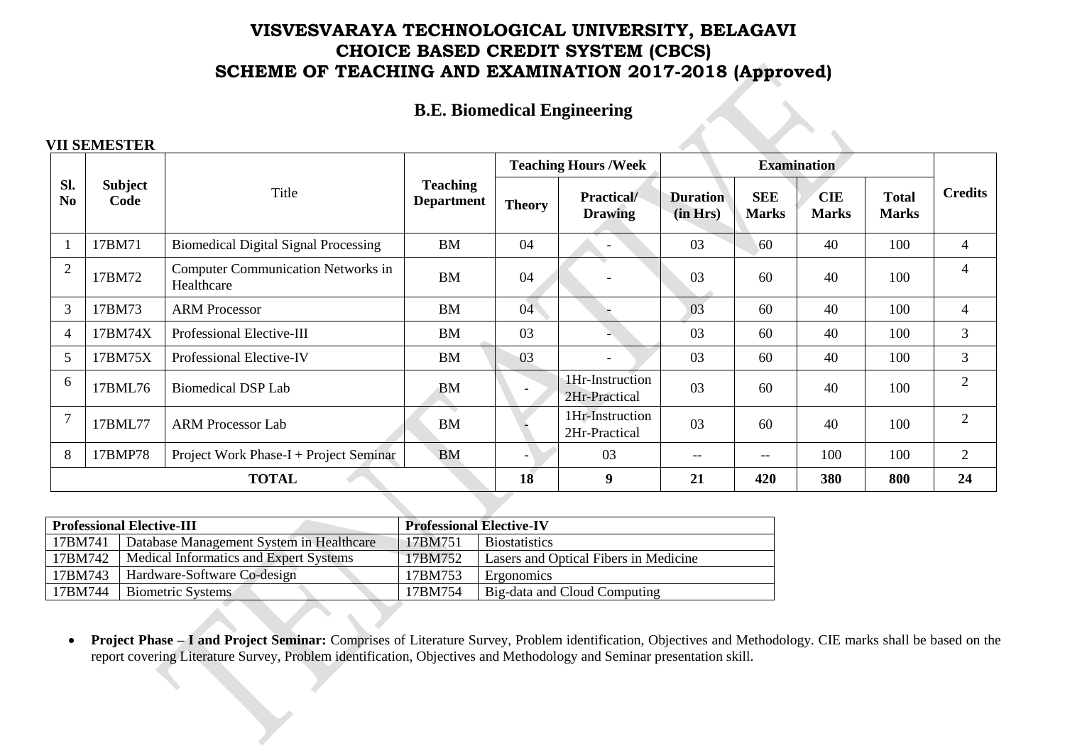# VISVESVARAYA TECHNOLOGICAL UNIVERSITY, BELAGAVI
# CHOICE BASED CREDIT SYSTEM (CBCS)
# SCHEME OF TEACHING AND EXAMINATION 2017-2018 (Approved)

## B.E. Biomedical Engineering

**VII SEMESTER**

| Sl. No | Subject Code | Title | Teaching Department | Teaching Hours /Week | | Examination | | | | Credits |
|---|---|---|---|---|---|---|---|---|---|---|
| | | | | Theory | Practical/ Drawing | Duration (in Hrs) | SEE Marks | CIE Marks | Total Marks | |
| 1 | 17BM71 | Biomedical Digital Signal Processing | BM | 04 | - | 03 | 60 | 40 | 100 | 4 |
| 2 | 17BM72 | Computer Communication Networks in Healthcare | BM | 04 | - | 03 | 60 | 40 | 100 | 4 |
| 3 | 17BM73 | ARM Processor | BM | 04 | - | 03 | 60 | 40 | 100 | 4 |
| 4 | 17BM74X | Professional Elective-III | BM | 03 | - | 03 | 60 | 40 | 100 | 3 |
| 5 | 17BM75X | Professional Elective-IV | BM | 03 | - | 03 | 60 | 40 | 100 | 3 |
| 6 | 17BML76 | Biomedical DSP Lab | BM | - | 1Hr-Instruction 2Hr-Practical | 03 | 60 | 40 | 100 | 2 |
| 7 | 17BML77 | ARM Processor Lab | BM | - | 1Hr-Instruction 2Hr-Practical | 03 | 60 | 40 | 100 | 2 |
| 8 | 17BMP78 | Project Work Phase-I + Project Seminar | BM | - | 03 | -- | -- | 100 | 100 | 2 |
| **TOTAL** | | | | **18** | **9** | **21** | **420** | **380** | **800** | **24** |

| Professional Elective-III | | Professional Elective-IV | |
|---|---|---|---|
| 17BM741 | Database Management System in Healthcare | 17BM751 | Biostatistics |
| 17BM742 | Medical Informatics and Expert Systems | 17BM752 | Lasers and Optical Fibers in Medicine |
| 17BM743 | Hardware-Software Co-design | 17BM753 | Ergonomics |
| 17BM744 | Biometric Systems | 17BM754 | Big-data and Cloud Computing |

- **Project Phase – I and Project Seminar:** Comprises of Literature Survey, Problem identification, Objectives and Methodology. CIE marks shall be based on the report covering Literature Survey, Problem identification, Objectives and Methodology and Seminar presentation skill.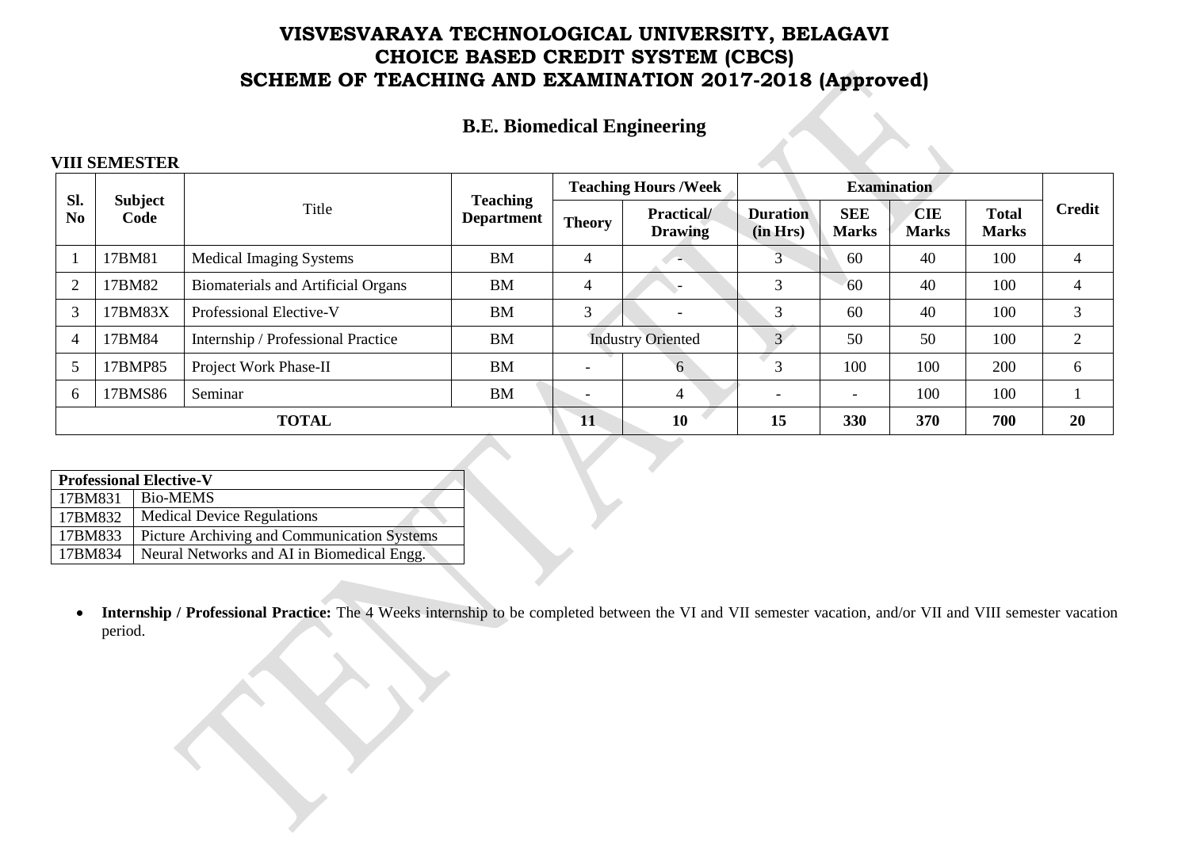# VISVESVARAYA TECHNOLOGICAL UNIVERSITY, BELAGAVI
# CHOICE BASED CREDIT SYSTEM (CBCS)
# SCHEME OF TEACHING AND EXAMINATION 2017-2018 (Approved)

## B.E. Biomedical Engineering

**VIII SEMESTER**

| Sl. No | Subject Code | Title | Teaching Department | Teaching Hours /Week | | Examination | | | | Credit |
|---|---|---|---|---|---|---|---|---|---|---|
| | | | | Theory | Practical/ Drawing | Duration (in Hrs) | SEE Marks | CIE Marks | Total Marks | |
| 1 | 17BM81 | Medical Imaging Systems | BM | 4 | - | 3 | 60 | 40 | 100 | 4 |
| 2 | 17BM82 | Biomaterials and Artificial Organs | BM | 4 | - | 3 | 60 | 40 | 100 | 4 |
| 3 | 17BM83X | Professional Elective-V | BM | 3 | - | 3 | 60 | 40 | 100 | 3 |
| 4 | 17BM84 | Internship / Professional Practice | BM | Industry Oriented | | 3 | 50 | 50 | 100 | 2 |
| 5 | 17BMP85 | Project Work Phase-II | BM | - | 6 | 3 | 100 | 100 | 200 | 6 |
| 6 | 17BMS86 | Seminar | BM | - | 4 | - | - | 100 | 100 | 1 |
| **TOTAL** | | | | **11** | **10** | **15** | **330** | **370** | **700** | **20** |

| Professional Elective-V | |
|---|---|
| 17BM831 | Bio-MEMS |
| 17BM832 | Medical Device Regulations |
| 17BM833 | Picture Archiving and Communication Systems |
| 17BM834 | Neural Networks and AI in Biomedical Engg. |

- **Internship / Professional Practice:** The 4 Weeks internship to be completed between the VI and VII semester vacation, and/or VII and VIII semester vacation period.